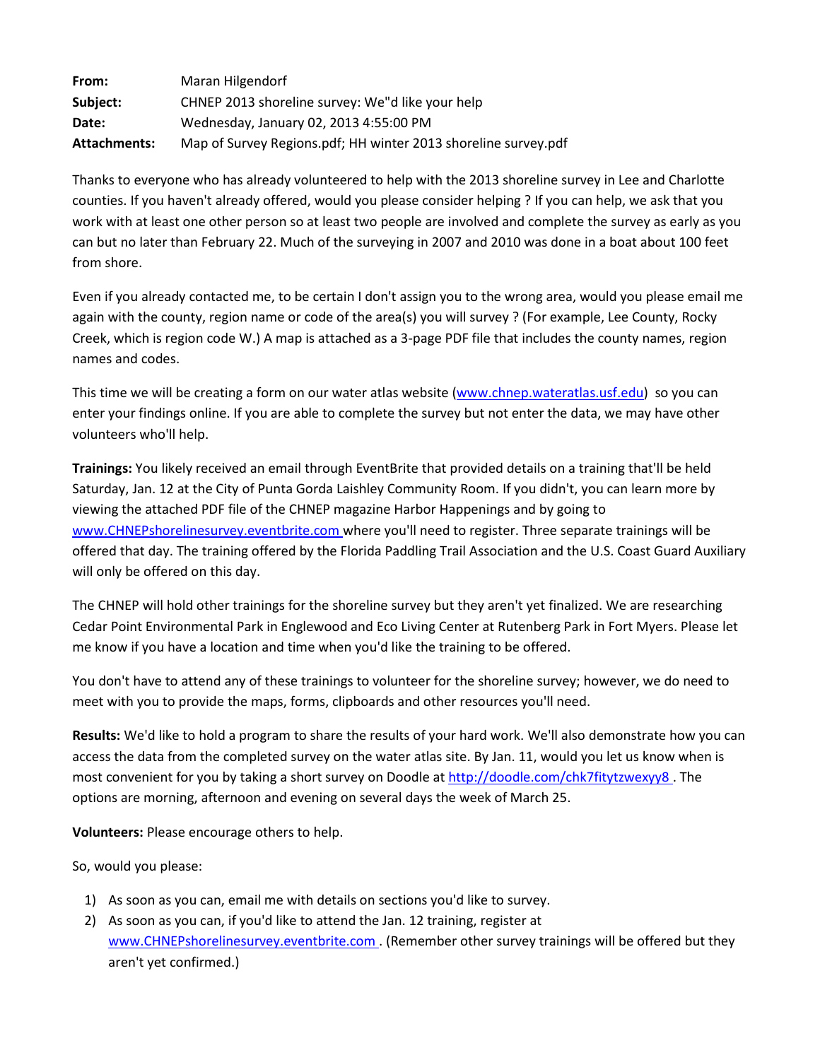**From:** Maran Hilgendorf
**Subject:** CHNEP 2013 shoreline survey: We"d like your help
**Date:** Wednesday, January 02, 2013 4:55:00 PM
**Attachments:** Map of Survey Regions.pdf; HH winter 2013 shoreline survey.pdf

Thanks to everyone who has already volunteered to help with the 2013 shoreline survey in Lee and Charlotte counties. If you haven't already offered, would you please consider helping ? If you can help, we ask that you work with at least one other person so at least two people are involved and complete the survey as early as you can but no later than February 22. Much of the surveying in 2007 and 2010 was done in a boat about 100 feet from shore.

Even if you already contacted me, to be certain I don't assign you to the wrong area, would you please email me again with the county, region name or code of the area(s) you will survey ? (For example, Lee County, Rocky Creek, which is region code W.) A map is attached as a 3-page PDF file that includes the county names, region names and codes.

This time we will be creating a form on our water atlas website (www.chnep.wateratlas.usf.edu) so you can enter your findings online. If you are able to complete the survey but not enter the data, we may have other volunteers who'll help.

**Trainings:** You likely received an email through EventBrite that provided details on a training that'll be held Saturday, Jan. 12 at the City of Punta Gorda Laishley Community Room. If you didn't, you can learn more by viewing the attached PDF file of the CHNEP magazine Harbor Happenings and by going to www.CHNEPshorelinesurvey.eventbrite.com where you'll need to register. Three separate trainings will be offered that day. The training offered by the Florida Paddling Trail Association and the U.S. Coast Guard Auxiliary will only be offered on this day.

The CHNEP will hold other trainings for the shoreline survey but they aren't yet finalized. We are researching Cedar Point Environmental Park in Englewood and Eco Living Center at Rutenberg Park in Fort Myers. Please let me know if you have a location and time when you'd like the training to be offered.

You don't have to attend any of these trainings to volunteer for the shoreline survey; however, we do need to meet with you to provide the maps, forms, clipboards and other resources you'll need.

**Results:** We'd like to hold a program to share the results of your hard work. We'll also demonstrate how you can access the data from the completed survey on the water atlas site. By Jan. 11, would you let us know when is most convenient for you by taking a short survey on Doodle at http://doodle.com/chk7fitytzwexyy8 . The options are morning, afternoon and evening on several days the week of March 25.

**Volunteers:** Please encourage others to help.

So, would you please:

1) As soon as you can, email me with details on sections you'd like to survey.
2) As soon as you can, if you'd like to attend the Jan. 12 training, register at www.CHNEPshorelinesurvey.eventbrite.com . (Remember other survey trainings will be offered but they aren't yet confirmed.)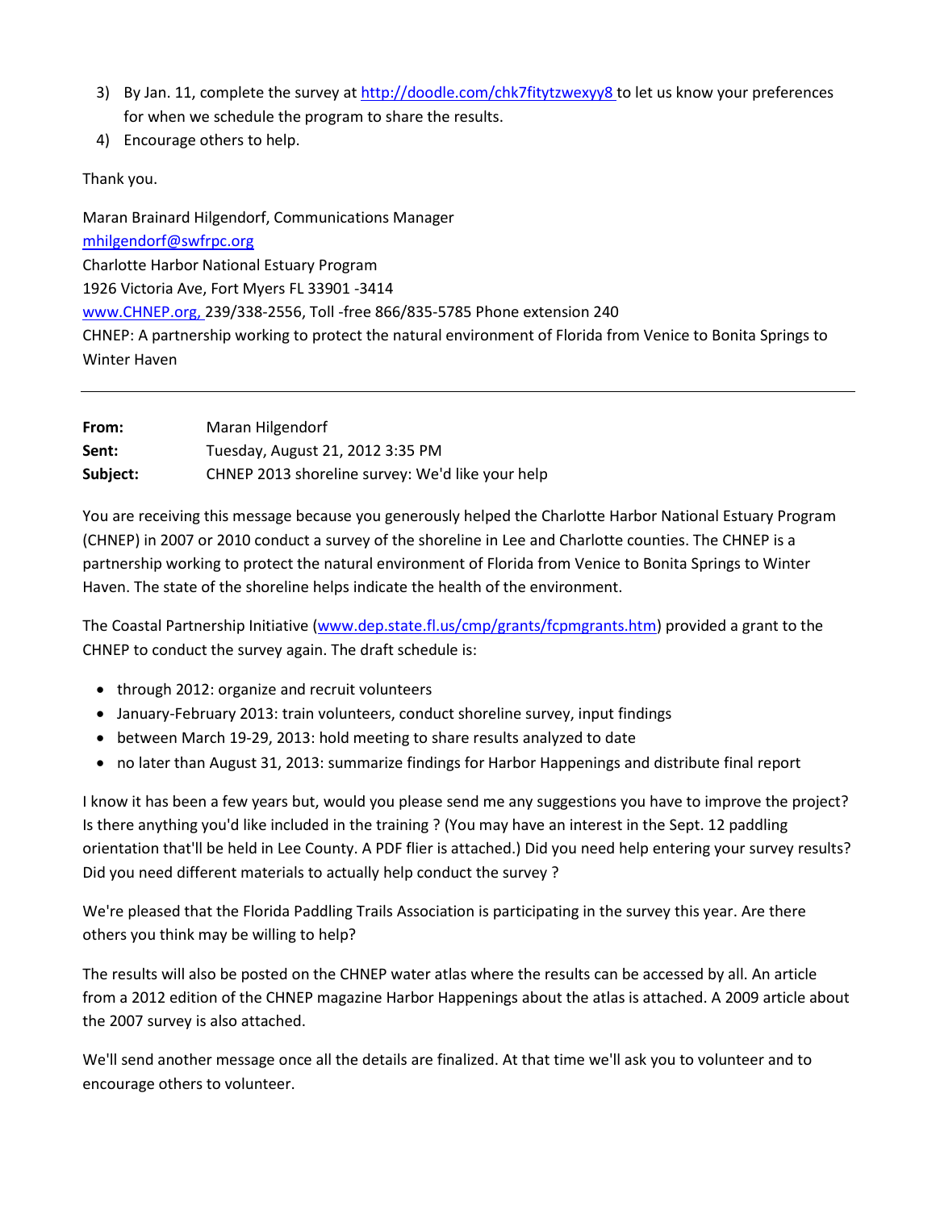3) By Jan. 11, complete the survey at http://doodle.com/chk7fitytzwexyy8 to let us know your preferences for when we schedule the program to share the results.
4) Encourage others to help.

Thank you.

Maran Brainard Hilgendorf, Communications Manager
mhilgendorf@swfrpc.org
Charlotte Harbor National Estuary Program
1926 Victoria Ave, Fort Myers FL 33901 -3414
www.CHNEP.org, 239/338-2556, Toll -free 866/835-5785 Phone extension 240
CHNEP: A partnership working to protect the natural environment of Florida from Venice to Bonita Springs to Winter Haven

---

| | |
|---|---|
| **From:** | Maran Hilgendorf |
| **Sent:** | Tuesday, August 21, 2012 3:35 PM |
| **Subject:** | CHNEP 2013 shoreline survey: We'd like your help |

You are receiving this message because you generously helped the Charlotte Harbor National Estuary Program (CHNEP) in 2007 or 2010 conduct a survey of the shoreline in Lee and Charlotte counties. The CHNEP is a partnership working to protect the natural environment of Florida from Venice to Bonita Springs to Winter Haven. The state of the shoreline helps indicate the health of the environment.

The Coastal Partnership Initiative (www.dep.state.fl.us/cmp/grants/fcpmgrants.htm) provided a grant to the CHNEP to conduct the survey again. The draft schedule is:

- through 2012: organize and recruit volunteers
- January-February 2013: train volunteers, conduct shoreline survey, input findings
- between March 19-29, 2013: hold meeting to share results analyzed to date
- no later than August 31, 2013: summarize findings for Harbor Happenings and distribute final report

I know it has been a few years but, would you please send me any suggestions you have to improve the project? Is there anything you'd like included in the training ? (You may have an interest in the Sept. 12 paddling orientation that'll be held in Lee County. A PDF flier is attached.) Did you need help entering your survey results? Did you need different materials to actually help conduct the survey ?

We're pleased that the Florida Paddling Trails Association is participating in the survey this year. Are there others you think may be willing to help?

The results will also be posted on the CHNEP water atlas where the results can be accessed by all. An article from a 2012 edition of the CHNEP magazine Harbor Happenings about the atlas is attached. A 2009 article about the 2007 survey is also attached.

We'll send another message once all the details are finalized. At that time we'll ask you to volunteer and to encourage others to volunteer.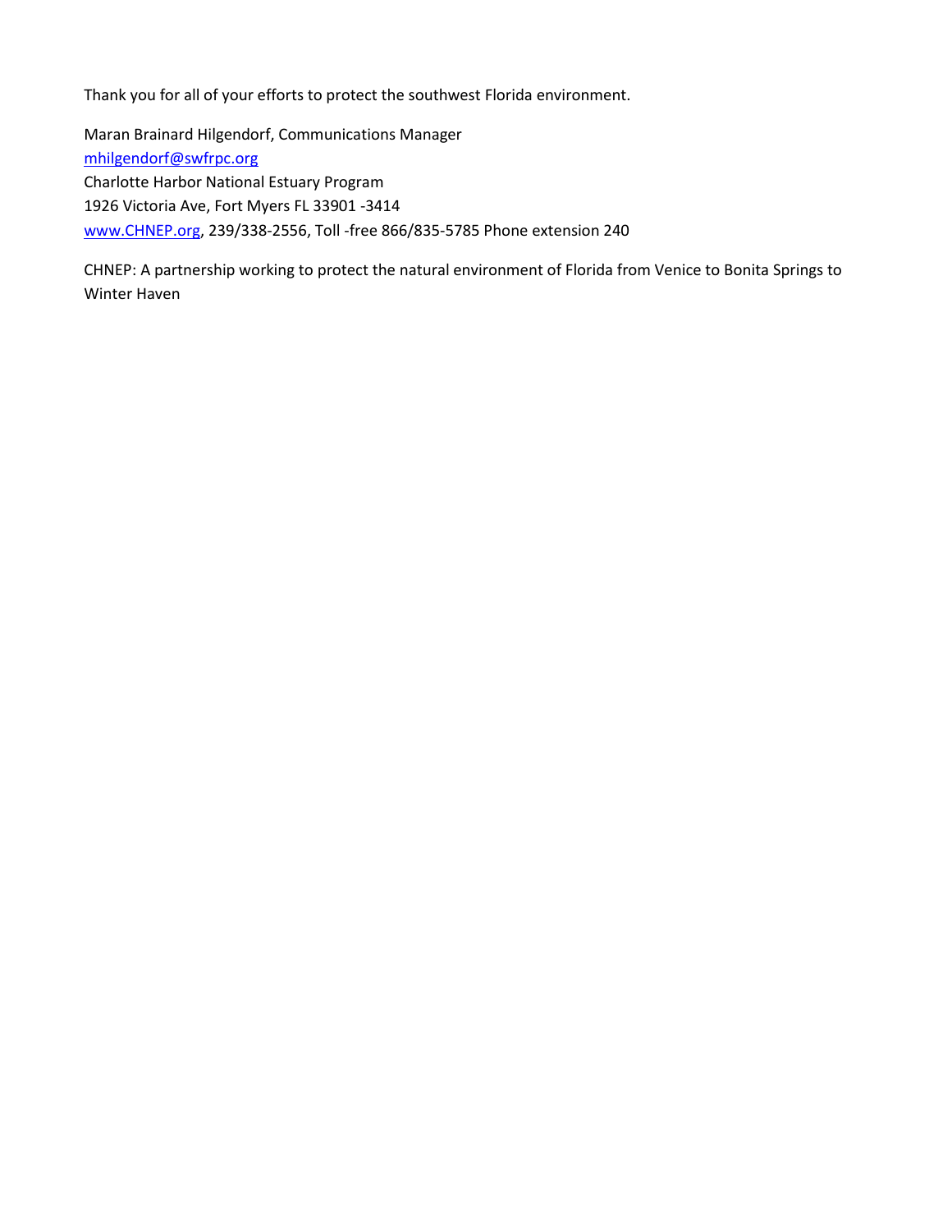Thank you for all of your efforts to protect the southwest Florida environment.

Maran Brainard Hilgendorf, Communications Manager
mhilgendorf@swfrpc.org
Charlotte Harbor National Estuary Program
1926 Victoria Ave, Fort Myers FL 33901 -3414
www.CHNEP.org, 239/338-2556, Toll -free 866/835-5785 Phone extension 240

CHNEP: A partnership working to protect the natural environment of Florida from Venice to Bonita Springs to Winter Haven